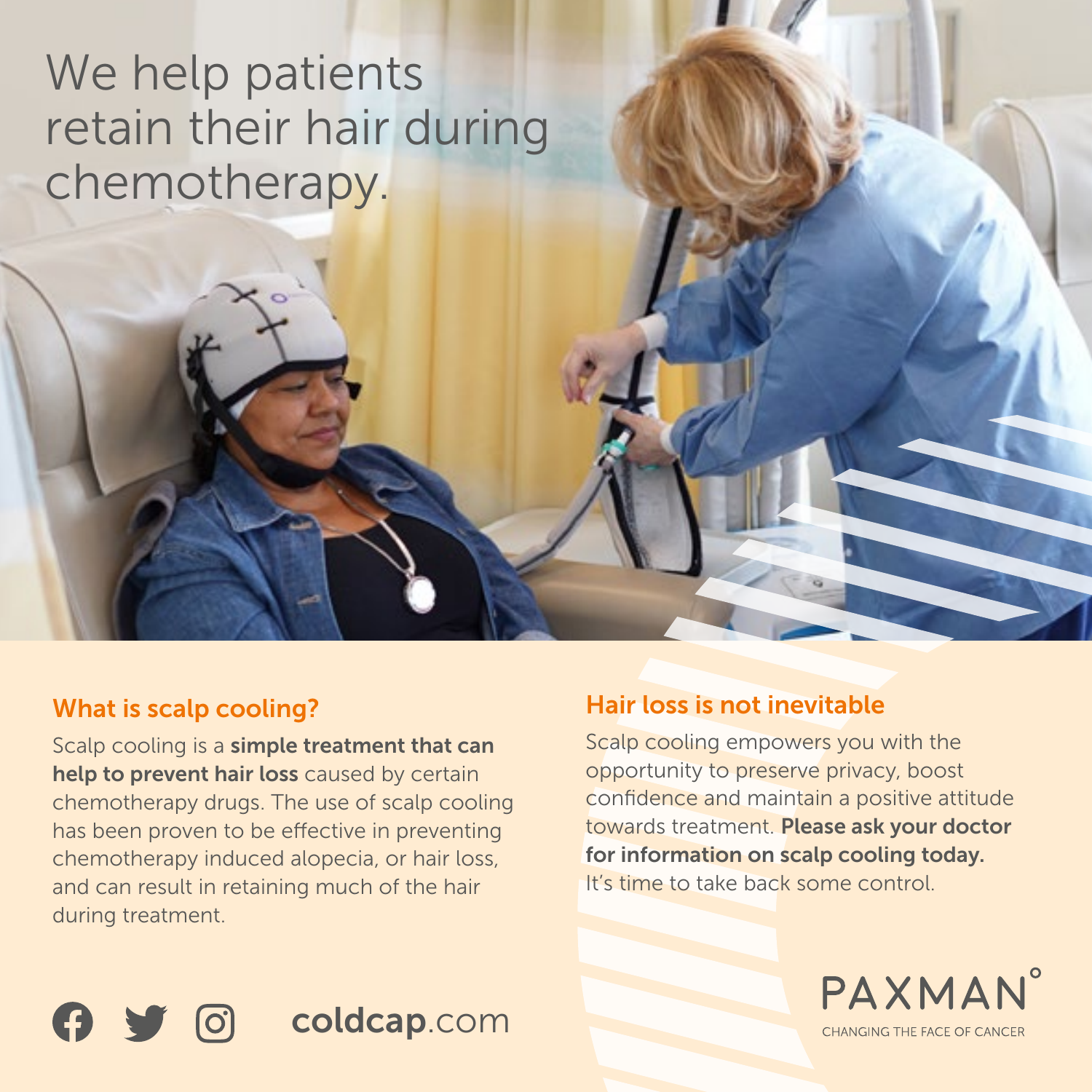# We help patients retain their hair during chemotherapy.

## What is scalp cooling?

Scalp cooling is a **simple treatment that can help to prevent hair loss** caused by certain chemotherapy drugs. The use of scalp cooling has been proven to be effective in preventing chemotherapy induced alopecia, or hair loss, and can result in retaining much of the hair during treatment.

## Hair loss is not inevitable

Scalp cooling empowers you with the opportunity to preserve privacy, boost confidence and maintain a positive attitude towards treatment. **Please ask your doctor for information on scalp cooling today.** It's time to take back some control.

**coldcap**.com

PAXMAN°
CHANGING THE FACE OF CANCER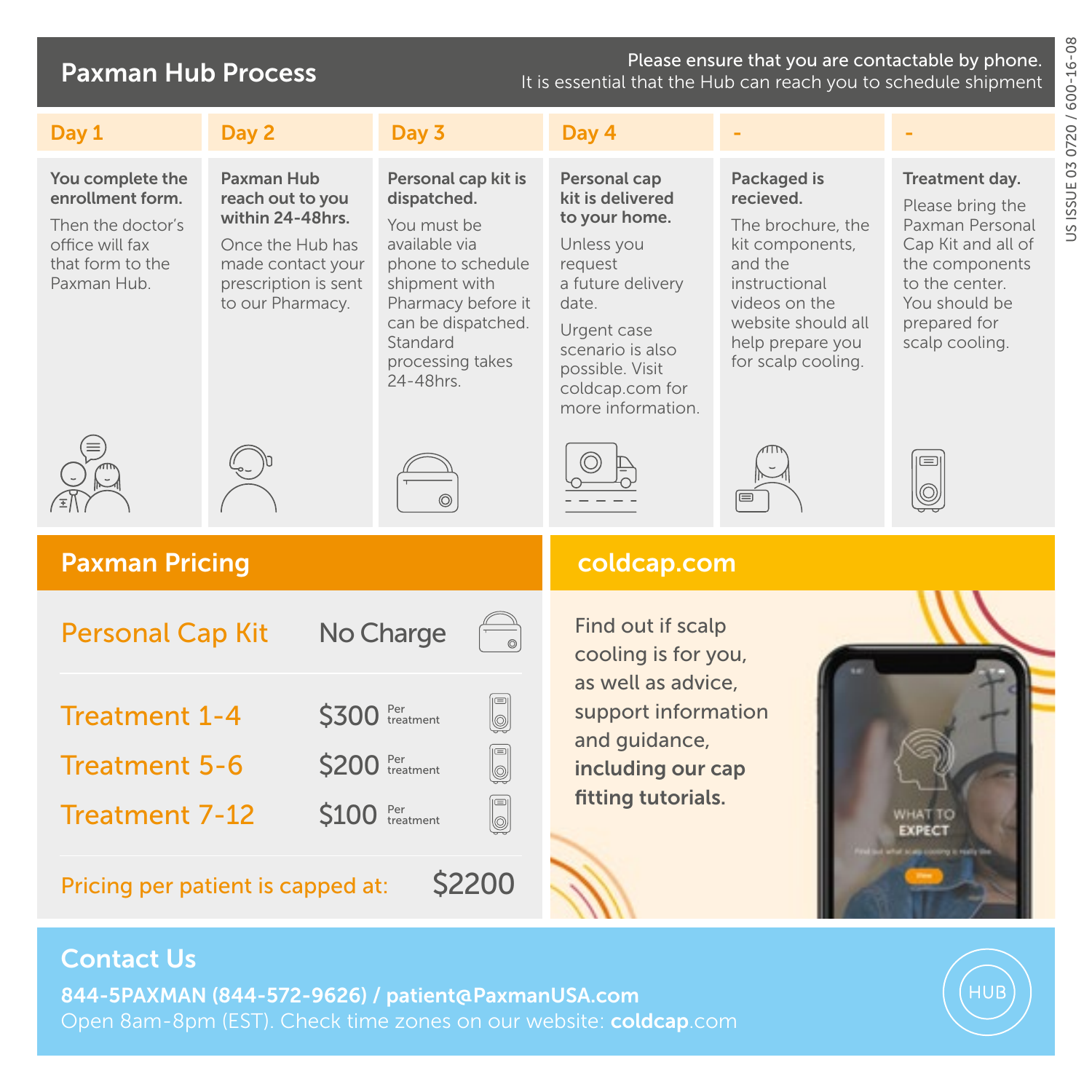## Paxman Hub Process

Please ensure that you are contactable by phone.
It is essential that the Hub can reach you to schedule shipment

| Day 1 | Day 2 | Day 3 | Day 4 | - | - |
|---|---|---|---|---|---|
| **You complete the enrollment form.** Then the doctor's office will fax that form to the Paxman Hub. | **Paxman Hub reach out to you within 24-48hrs.** Once the Hub has made contact your prescription is sent to our Pharmacy. | **Personal cap kit is dispatched.** You must be available via phone to schedule shipment with Pharmacy before it can be dispatched. Standard processing takes 24-48hrs. | **Personal cap kit is delivered to your home.** Unless you request a future delivery date. Urgent case scenario is also possible. Visit coldcap.com for more information. | **Packaged is recieved.** The brochure, the kit components, and the instructional videos on the website should all help prepare you for scalp cooling. | **Treatment day.** Please bring the Paxman Personal Cap Kit and all of the components to the center. You should be prepared for scalp cooling. |

US ISSUE 03 0720 / 600-16-08

## Paxman Pricing

| | |
|---|---|
| Personal Cap Kit | No Charge |
| Treatment 1-4 | $300 Per treatment |
| Treatment 5-6 | $200 Per treatment |
| Treatment 7-12 | $100 Per treatment |

Pricing per patient is capped at: $2200

## coldcap.com

Find out if scalp cooling is for you, as well as advice, support information and guidance, **including our cap fitting tutorials.**

## Contact Us

**844-5PAXMAN (844-572-9626) / patient@PaxmanUSA.com**
Open 8am-8pm (EST). Check time zones on our website: **coldcap**.com

HUB